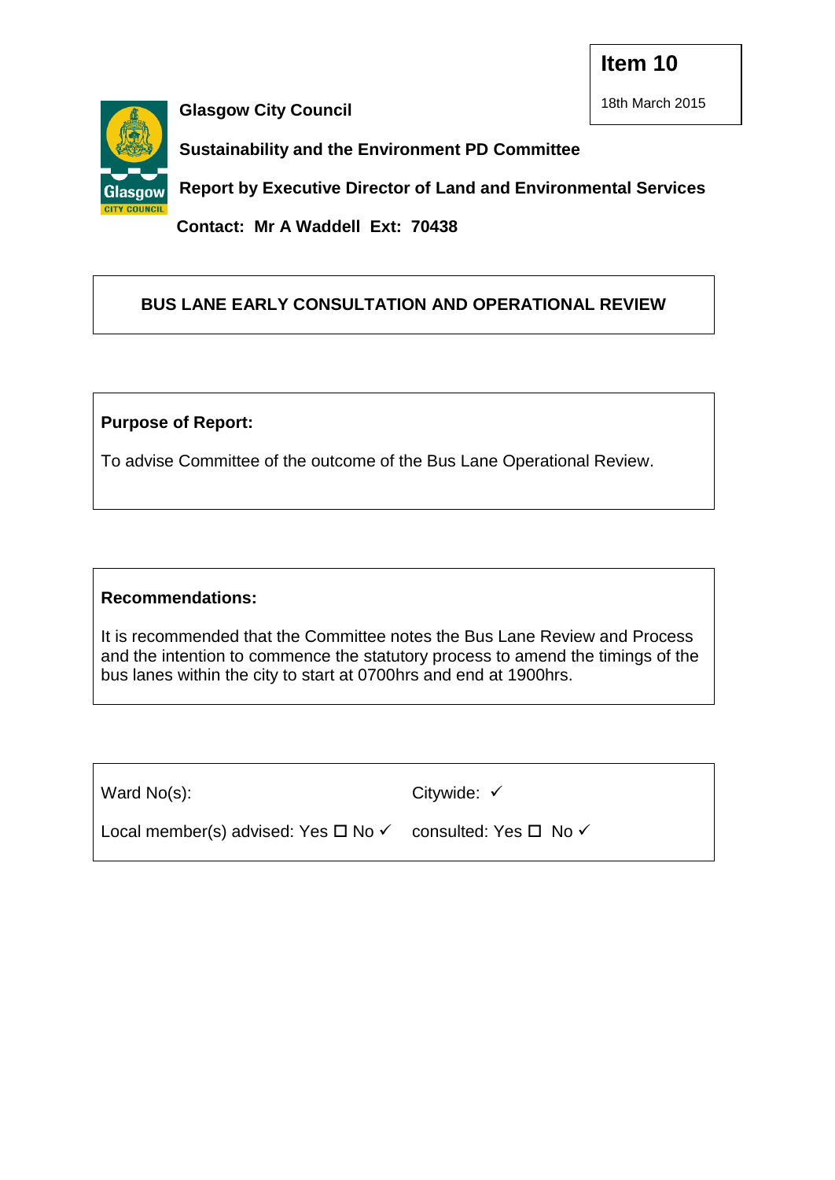**Item 10**

18th March 2015

**Glasgow City Council**

**Sustainability and the Environment PD Committee**

**Report by Executive Director of Land and Environmental Services**

**Contact: Mr A Waddell Ext: 70438**

# BUS LANE EARLY CONSULTATION AND OPERATIONAL REVIEW

**Purpose of Report:**

To advise Committee of the outcome of the Bus Lane Operational Review.

**Recommendations:**

It is recommended that the Committee notes the Bus Lane Review and Process and the intention to commence the statutory process to amend the timings of the bus lanes within the city to start at 0700hrs and end at 1900hrs.

| | |
|---|---|
| Ward No(s): | Citywide: ✓ |
| Local member(s) advised: Yes ☐ No ✓ | consulted: Yes ☐ No ✓ |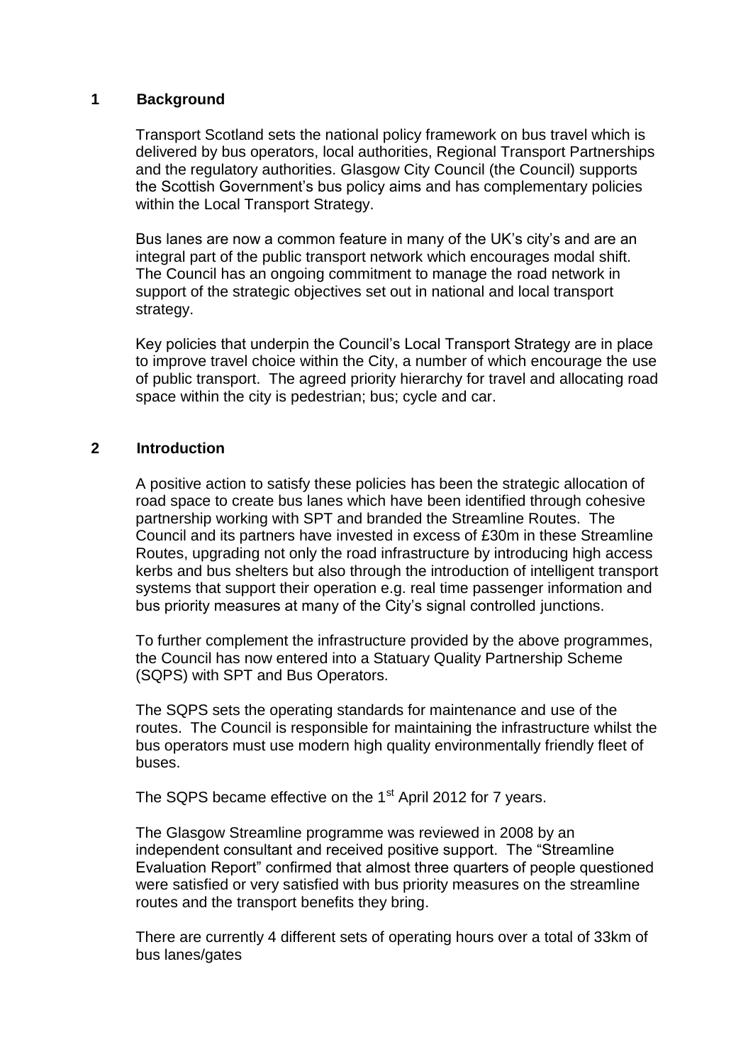## 1 Background

Transport Scotland sets the national policy framework on bus travel which is delivered by bus operators, local authorities, Regional Transport Partnerships and the regulatory authorities. Glasgow City Council (the Council) supports the Scottish Government's bus policy aims and has complementary policies within the Local Transport Strategy.

Bus lanes are now a common feature in many of the UK's city's and are an integral part of the public transport network which encourages modal shift. The Council has an ongoing commitment to manage the road network in support of the strategic objectives set out in national and local transport strategy.

Key policies that underpin the Council's Local Transport Strategy are in place to improve travel choice within the City, a number of which encourage the use of public transport. The agreed priority hierarchy for travel and allocating road space within the city is pedestrian; bus; cycle and car.

## 2 Introduction

A positive action to satisfy these policies has been the strategic allocation of road space to create bus lanes which have been identified through cohesive partnership working with SPT and branded the Streamline Routes. The Council and its partners have invested in excess of £30m in these Streamline Routes, upgrading not only the road infrastructure by introducing high access kerbs and bus shelters but also through the introduction of intelligent transport systems that support their operation e.g. real time passenger information and bus priority measures at many of the City's signal controlled junctions.

To further complement the infrastructure provided by the above programmes, the Council has now entered into a Statuary Quality Partnership Scheme (SQPS) with SPT and Bus Operators.

The SQPS sets the operating standards for maintenance and use of the routes. The Council is responsible for maintaining the infrastructure whilst the bus operators must use modern high quality environmentally friendly fleet of buses.

The SQPS became effective on the 1st April 2012 for 7 years.

The Glasgow Streamline programme was reviewed in 2008 by an independent consultant and received positive support. The "Streamline Evaluation Report" confirmed that almost three quarters of people questioned were satisfied or very satisfied with bus priority measures on the streamline routes and the transport benefits they bring.

There are currently 4 different sets of operating hours over a total of 33km of bus lanes/gates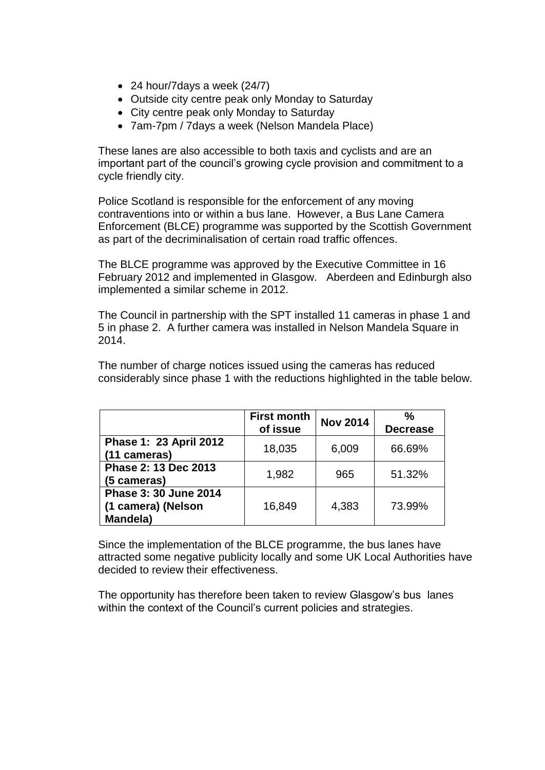- 24 hour/7days a week (24/7)
- Outside city centre peak only Monday to Saturday
- City centre peak only Monday to Saturday
- 7am-7pm / 7days a week (Nelson Mandela Place)

These lanes are also accessible to both taxis and cyclists and are an important part of the council's growing cycle provision and commitment to a cycle friendly city.

Police Scotland is responsible for the enforcement of any moving contraventions into or within a bus lane. However, a Bus Lane Camera Enforcement (BLCE) programme was supported by the Scottish Government as part of the decriminalisation of certain road traffic offences.

The BLCE programme was approved by the Executive Committee in 16 February 2012 and implemented in Glasgow. Aberdeen and Edinburgh also implemented a similar scheme in 2012.

The Council in partnership with the SPT installed 11 cameras in phase 1 and 5 in phase 2. A further camera was installed in Nelson Mandela Square in 2014.

The number of charge notices issued using the cameras has reduced considerably since phase 1 with the reductions highlighted in the table below.

| | First month of issue | Nov 2014 | % Decrease |
|---|---|---|---|
| **Phase 1: 23 April 2012 (11 cameras)** | 18,035 | 6,009 | 66.69% |
| **Phase 2: 13 Dec 2013 (5 cameras)** | 1,982 | 965 | 51.32% |
| **Phase 3: 30 June 2014 (1 camera) (Nelson Mandela)** | 16,849 | 4,383 | 73.99% |

Since the implementation of the BLCE programme, the bus lanes have attracted some negative publicity locally and some UK Local Authorities have decided to review their effectiveness.

The opportunity has therefore been taken to review Glasgow's bus lanes within the context of the Council's current policies and strategies.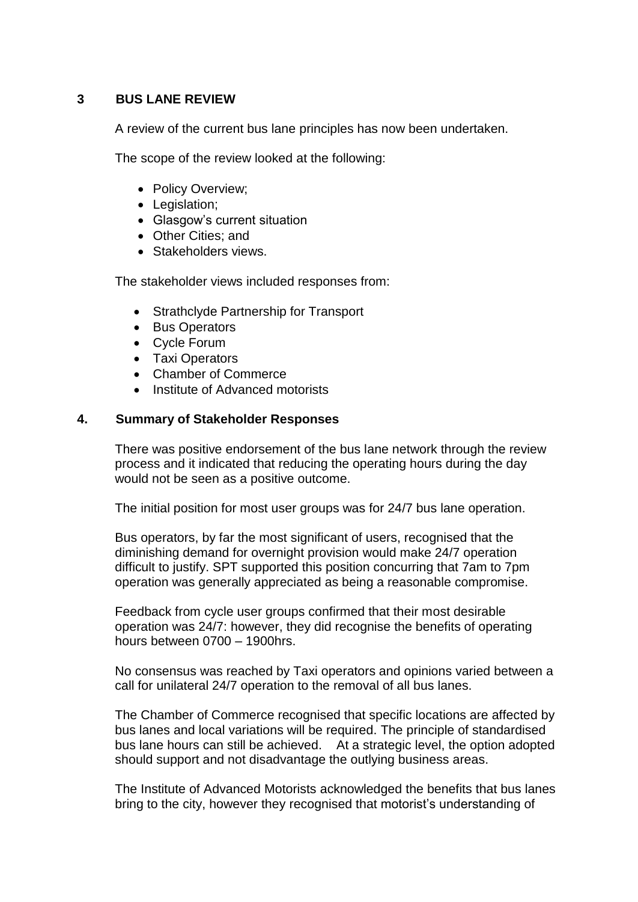## 3 BUS LANE REVIEW

A review of the current bus lane principles has now been undertaken.

The scope of the review looked at the following:

- Policy Overview;
- Legislation;
- Glasgow's current situation
- Other Cities; and
- Stakeholders views.

The stakeholder views included responses from:

- Strathclyde Partnership for Transport
- Bus Operators
- Cycle Forum
- Taxi Operators
- Chamber of Commerce
- Institute of Advanced motorists

## 4. Summary of Stakeholder Responses

There was positive endorsement of the bus lane network through the review process and it indicated that reducing the operating hours during the day would not be seen as a positive outcome.

The initial position for most user groups was for 24/7 bus lane operation.

Bus operators, by far the most significant of users, recognised that the diminishing demand for overnight provision would make 24/7 operation difficult to justify. SPT supported this position concurring that 7am to 7pm operation was generally appreciated as being a reasonable compromise.

Feedback from cycle user groups confirmed that their most desirable operation was 24/7: however, they did recognise the benefits of operating hours between 0700 – 1900hrs.

No consensus was reached by Taxi operators and opinions varied between a call for unilateral 24/7 operation to the removal of all bus lanes.

The Chamber of Commerce recognised that specific locations are affected by bus lanes and local variations will be required. The principle of standardised bus lane hours can still be achieved. At a strategic level, the option adopted should support and not disadvantage the outlying business areas.

The Institute of Advanced Motorists acknowledged the benefits that bus lanes bring to the city, however they recognised that motorist's understanding of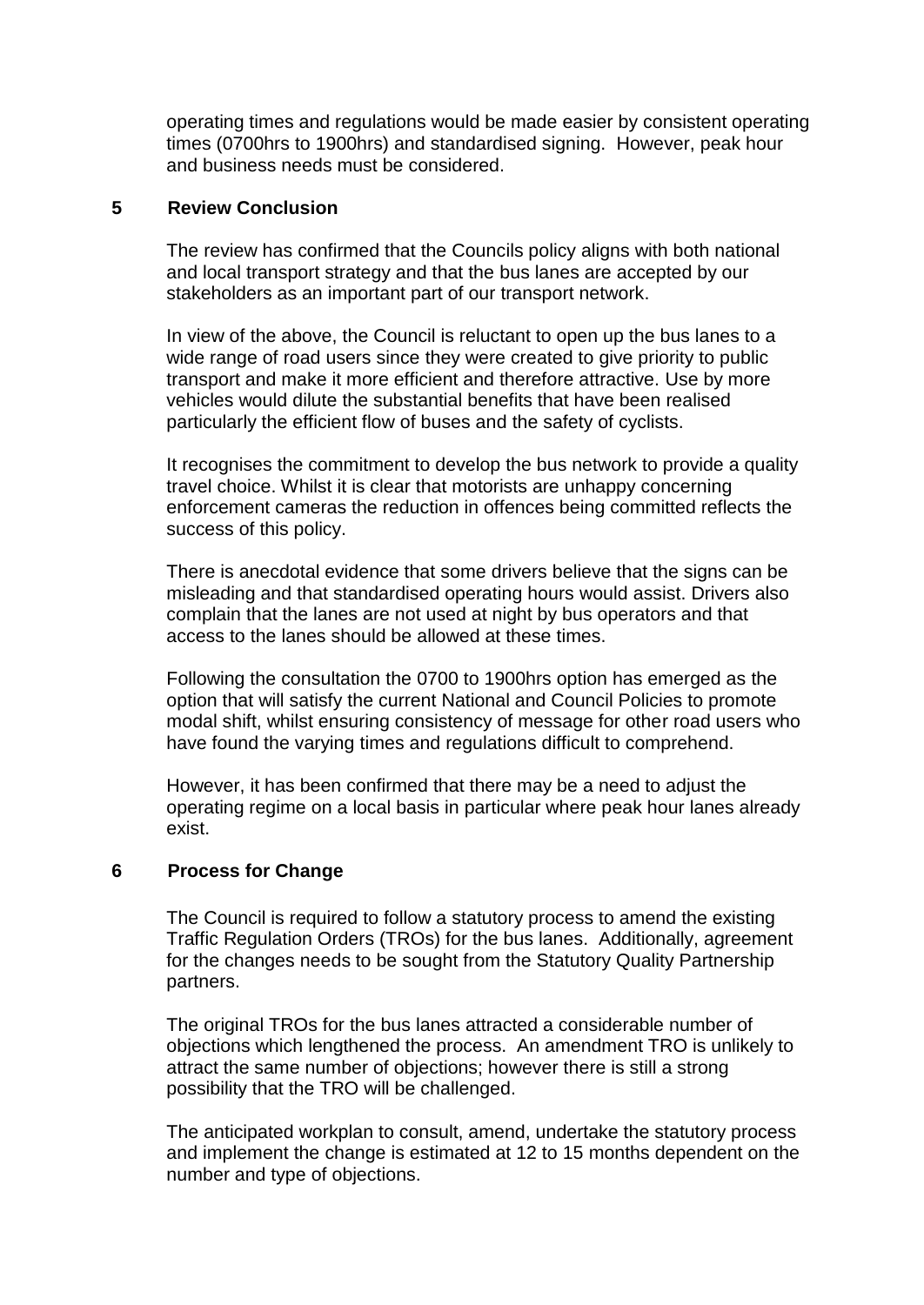operating times and regulations would be made easier by consistent operating times (0700hrs to 1900hrs) and standardised signing. However, peak hour and business needs must be considered.

## 5 Review Conclusion

The review has confirmed that the Councils policy aligns with both national and local transport strategy and that the bus lanes are accepted by our stakeholders as an important part of our transport network.

In view of the above, the Council is reluctant to open up the bus lanes to a wide range of road users since they were created to give priority to public transport and make it more efficient and therefore attractive. Use by more vehicles would dilute the substantial benefits that have been realised particularly the efficient flow of buses and the safety of cyclists.

It recognises the commitment to develop the bus network to provide a quality travel choice. Whilst it is clear that motorists are unhappy concerning enforcement cameras the reduction in offences being committed reflects the success of this policy.

There is anecdotal evidence that some drivers believe that the signs can be misleading and that standardised operating hours would assist. Drivers also complain that the lanes are not used at night by bus operators and that access to the lanes should be allowed at these times.

Following the consultation the 0700 to 1900hrs option has emerged as the option that will satisfy the current National and Council Policies to promote modal shift, whilst ensuring consistency of message for other road users who have found the varying times and regulations difficult to comprehend.

However, it has been confirmed that there may be a need to adjust the operating regime on a local basis in particular where peak hour lanes already exist.

## 6 Process for Change

The Council is required to follow a statutory process to amend the existing Traffic Regulation Orders (TROs) for the bus lanes. Additionally, agreement for the changes needs to be sought from the Statutory Quality Partnership partners.

The original TROs for the bus lanes attracted a considerable number of objections which lengthened the process. An amendment TRO is unlikely to attract the same number of objections; however there is still a strong possibility that the TRO will be challenged.

The anticipated workplan to consult, amend, undertake the statutory process and implement the change is estimated at 12 to 15 months dependent on the number and type of objections.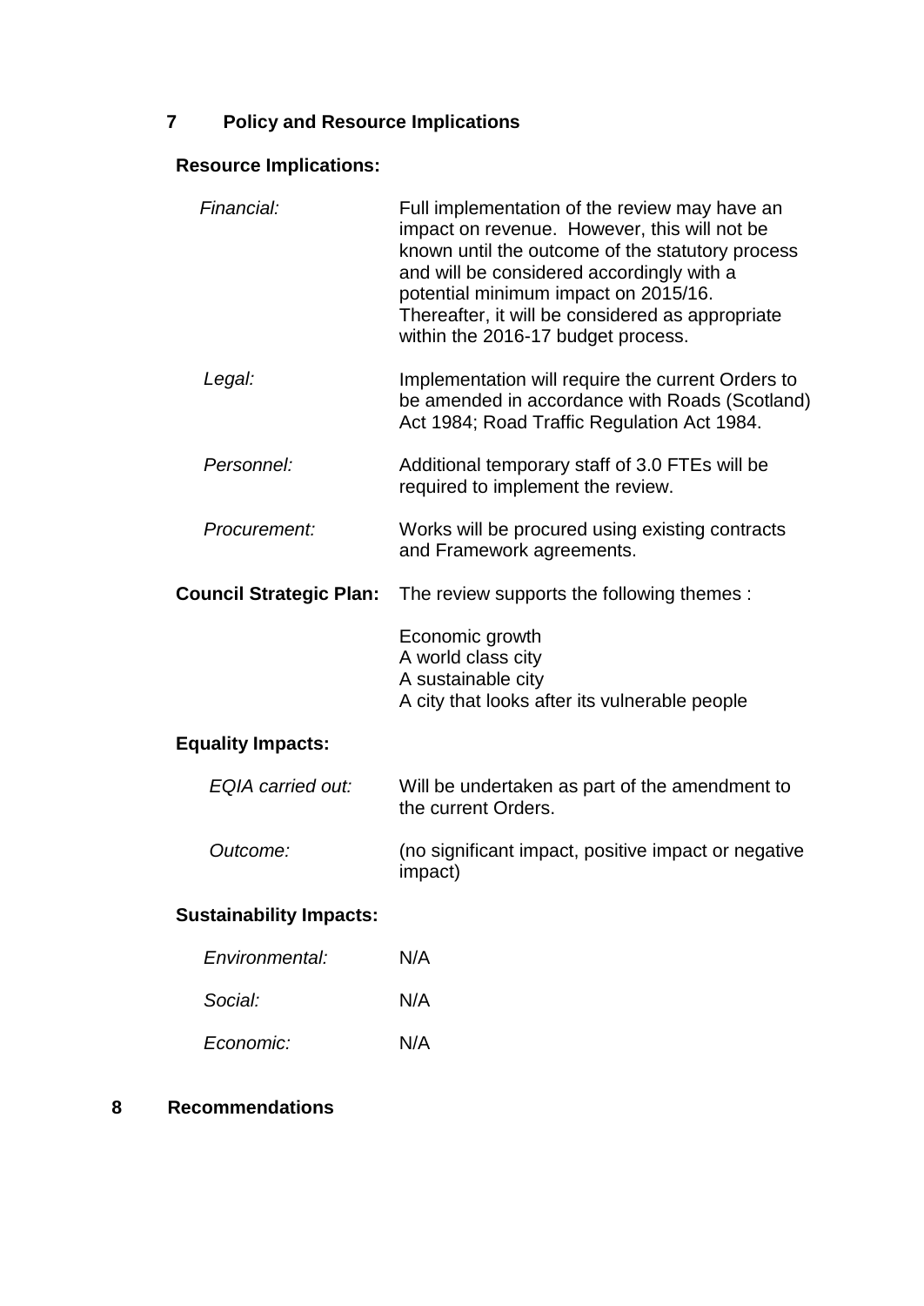## 7 Policy and Resource Implications

**Resource Implications:**

| | |
|---|---|
| *Financial:* | Full implementation of the review may have an impact on revenue. However, this will not be known until the outcome of the statutory process and will be considered accordingly with a potential minimum impact on 2015/16. Thereafter, it will be considered as appropriate within the 2016-17 budget process. |
| *Legal:* | Implementation will require the current Orders to be amended in accordance with Roads (Scotland) Act 1984; Road Traffic Regulation Act 1984. |
| *Personnel:* | Additional temporary staff of 3.0 FTEs will be required to implement the review. |
| *Procurement:* | Works will be procured using existing contracts and Framework agreements. |
| **Council Strategic Plan:** | The review supports the following themes :<br><br>Economic growth<br>A world class city<br>A sustainable city<br>A city that looks after its vulnerable people |

**Equality Impacts:**

| | |
|---|---|
| *EQIA carried out:* | Will be undertaken as part of the amendment to the current Orders. |
| *Outcome:* | (no significant impact, positive impact or negative impact) |

**Sustainability Impacts:**

| | |
|---|---|
| *Environmental:* | N/A |
| *Social:* | N/A |
| *Economic:* | N/A |

## 8 Recommendations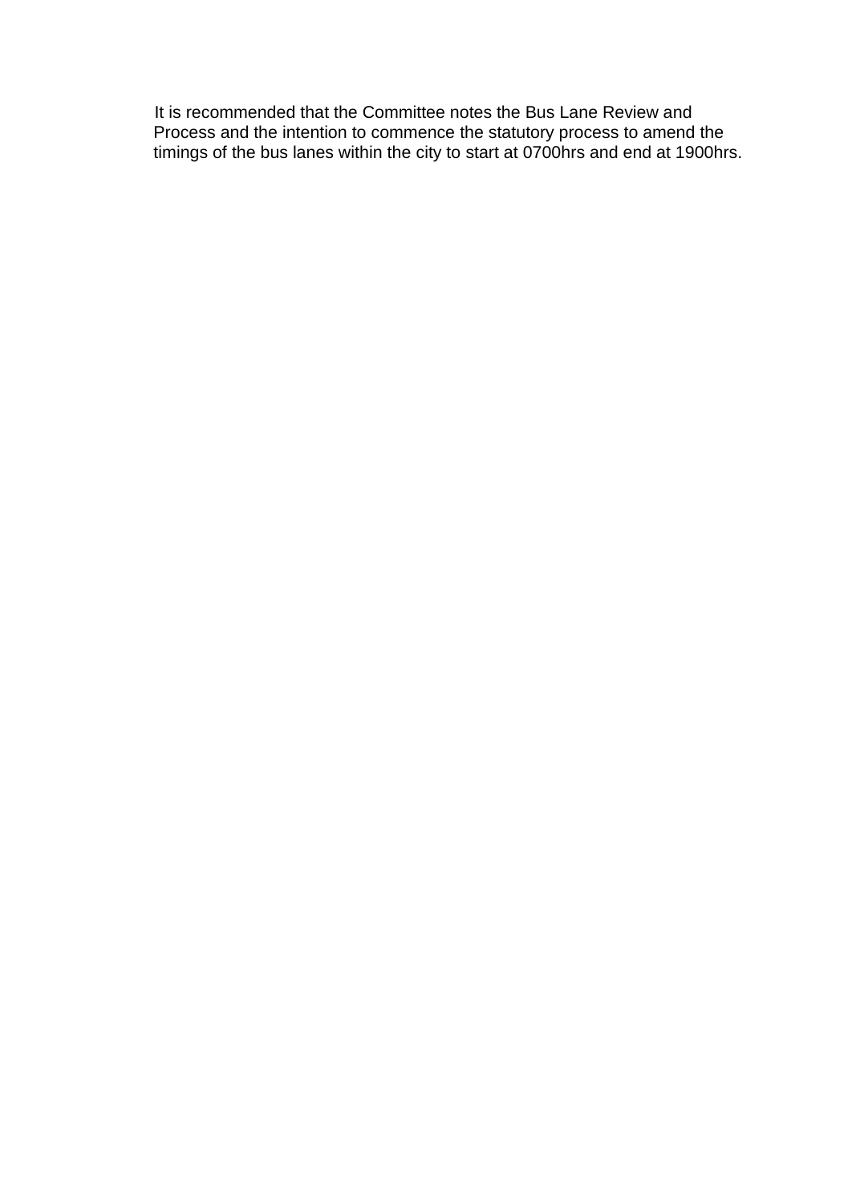It is recommended that the Committee notes the Bus Lane Review and Process and the intention to commence the statutory process to amend the timings of the bus lanes within the city to start at 0700hrs and end at 1900hrs.